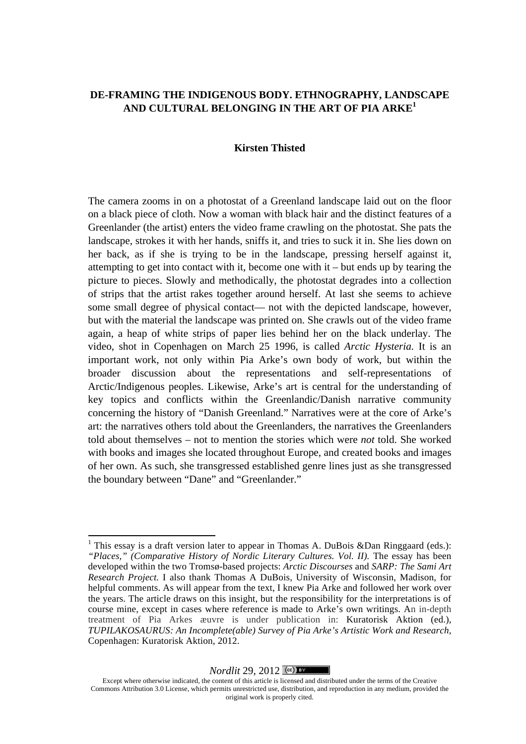# DE-FRAMING THE INDIGENOUS BODY. ETHNOGRAPHY, LANDSCAPE AND CULTURAL BELONGING IN THE ART OF PIA ARKE[1]

**Kirsten Thisted**

The camera zooms in on a photostat of a Greenland landscape laid out on the floor on a black piece of cloth. Now a woman with black hair and the distinct features of a Greenlander (the artist) enters the video frame crawling on the photostat. She pats the landscape, strokes it with her hands, sniffs it, and tries to suck it in. She lies down on her back, as if she is trying to be in the landscape, pressing herself against it, attempting to get into contact with it, become one with it – but ends up by tearing the picture to pieces. Slowly and methodically, the photostat degrades into a collection of strips that the artist rakes together around herself. At last she seems to achieve some small degree of physical contact— not with the depicted landscape, however, but with the material the landscape was printed on. She crawls out of the video frame again, a heap of white strips of paper lies behind her on the black underlay. The video, shot in Copenhagen on March 25 1996, is called *Arctic Hysteria.* It is an important work, not only within Pia Arke's own body of work, but within the broader discussion about the representations and self-representations of Arctic/Indigenous peoples. Likewise, Arke's art is central for the understanding of key topics and conflicts within the Greenlandic/Danish narrative community concerning the history of "Danish Greenland." Narratives were at the core of Arke's art: the narratives others told about the Greenlanders, the narratives the Greenlanders told about themselves – not to mention the stories which were *not* told. She worked with books and images she located throughout Europe, and created books and images of her own. As such, she transgressed established genre lines just as she transgressed the boundary between "Dane" and "Greenlander."

---

[1] This essay is a draft version later to appear in Thomas A. DuBois &Dan Ringgaard (eds.): *"Places," (Comparative History of Nordic Literary Cultures. Vol. II).* The essay has been developed within the two Tromsø-based projects: *Arctic Discourses* and *SARP: The Sami Art Research Project.* I also thank Thomas A DuBois, University of Wisconsin, Madison, for helpful comments. As will appear from the text, I knew Pia Arke and followed her work over the years. The article draws on this insight, but the responsibility for the interpretations is of course mine, except in cases where reference is made to Arke's own writings. An in-depth treatment of Pia Arkes æuvre is under publication in: Kuratorisk Aktion (ed.), *TUPILAKOSAURUS: An Incomplete(able) Survey of Pia Arke's Artistic Work and Research*, Copenhagen: Kuratorisk Aktion, 2012.

*Nordlit* 29, 2012

Except where otherwise indicated, the content of this article is licensed and distributed under the terms of the Creative Commons Attribution 3.0 License, which permits unrestricted use, distribution, and reproduction in any medium, provided the original work is properly cited.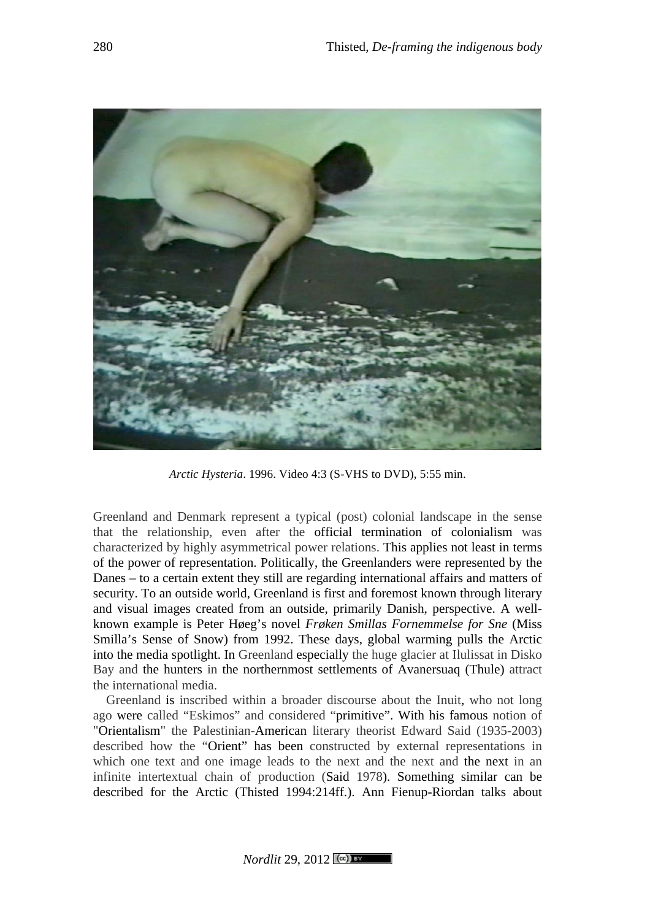*Arctic Hysteria*. 1996. Video 4:3 (S-VHS to DVD), 5:55 min.

Greenland and Denmark represent a typical (post) colonial landscape in the sense that the relationship, even after the official termination of colonialism was characterized by highly asymmetrical power relations. This applies not least in terms of the power of representation. Politically, the Greenlanders were represented by the Danes – to a certain extent they still are regarding international affairs and matters of security. To an outside world, Greenland is first and foremost known through literary and visual images created from an outside, primarily Danish, perspective. A well-known example is Peter Høeg's novel *Frøken Smillas Fornemmelse for Sne* (Miss Smilla's Sense of Snow) from 1992. These days, global warming pulls the Arctic into the media spotlight. In Greenland especially the huge glacier at Ilulissat in Disko Bay and the hunters in the northernmost settlements of Avanersuaq (Thule) attract the international media.

Greenland is inscribed within a broader discourse about the Inuit, who not long ago were called "Eskimos" and considered "primitive". With his famous notion of "Orientalism" the Palestinian-American literary theorist Edward Said (1935-2003) described how the "Orient" has been constructed by external representations in which one text and one image leads to the next and the next and the next in an infinite intertextual chain of production (Said 1978). Something similar can be described for the Arctic (Thisted 1994:214ff.). Ann Fienup-Riordan talks about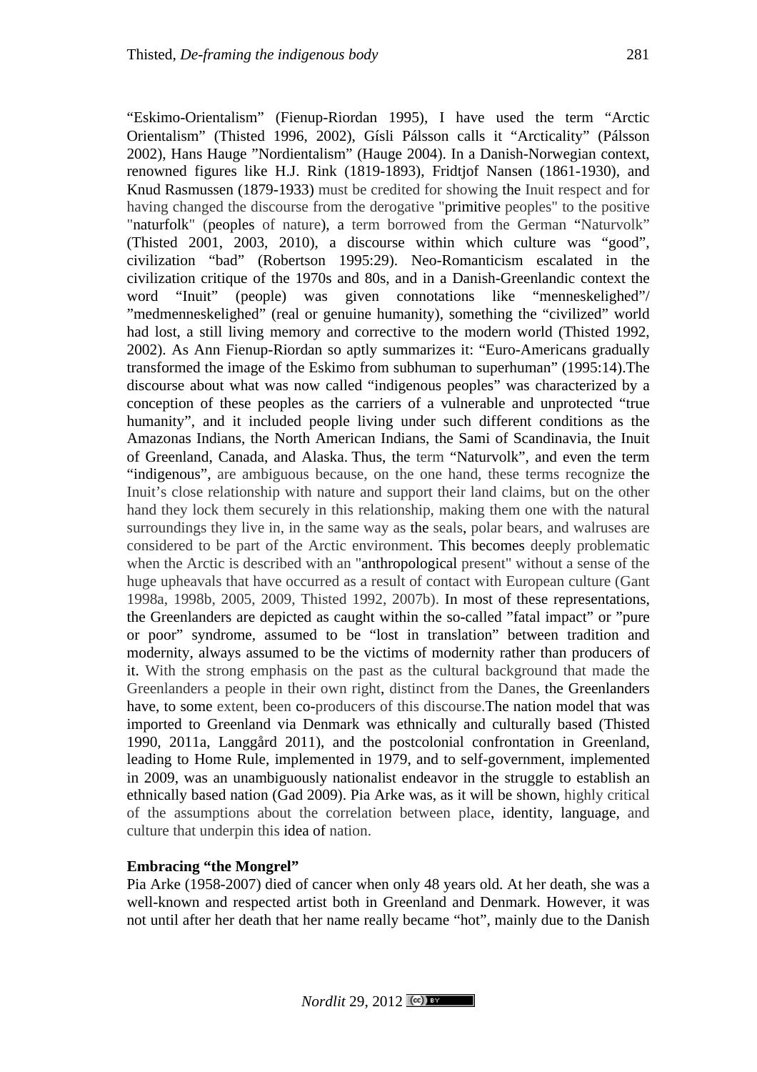"Eskimo-Orientalism" (Fienup-Riordan 1995), I have used the term "Arctic Orientalism" (Thisted 1996, 2002), Gísli Pálsson calls it "Arcticality" (Pálsson 2002), Hans Hauge "Nordientalism" (Hauge 2004). In a Danish-Norwegian context, renowned figures like H.J. Rink (1819-1893), Fridtjof Nansen (1861-1930), and Knud Rasmussen (1879-1933) must be credited for showing the Inuit respect and for having changed the discourse from the derogative "primitive peoples" to the positive "naturfolk" (peoples of nature), a term borrowed from the German "Naturvolk" (Thisted 2001, 2003, 2010), a discourse within which culture was "good", civilization "bad" (Robertson 1995:29). Neo-Romanticism escalated in the civilization critique of the 1970s and 80s, and in a Danish-Greenlandic context the word "Inuit" (people) was given connotations like "menneskelighed"/ "medmenneskelighed" (real or genuine humanity), something the "civilized" world had lost, a still living memory and corrective to the modern world (Thisted 1992, 2002). As Ann Fienup-Riordan so aptly summarizes it: "Euro-Americans gradually transformed the image of the Eskimo from subhuman to superhuman" (1995:14).The discourse about what was now called "indigenous peoples" was characterized by a conception of these peoples as the carriers of a vulnerable and unprotected "true humanity", and it included people living under such different conditions as the Amazonas Indians, the North American Indians, the Sami of Scandinavia, the Inuit of Greenland, Canada, and Alaska. Thus, the term "Naturvolk", and even the term "indigenous", are ambiguous because, on the one hand, these terms recognize the Inuit's close relationship with nature and support their land claims, but on the other hand they lock them securely in this relationship, making them one with the natural surroundings they live in, in the same way as the seals, polar bears, and walruses are considered to be part of the Arctic environment. This becomes deeply problematic when the Arctic is described with an "anthropological present" without a sense of the huge upheavals that have occurred as a result of contact with European culture (Gant 1998a, 1998b, 2005, 2009, Thisted 1992, 2007b). In most of these representations, the Greenlanders are depicted as caught within the so-called "fatal impact" or "pure or poor" syndrome, assumed to be "lost in translation" between tradition and modernity, always assumed to be the victims of modernity rather than producers of it. With the strong emphasis on the past as the cultural background that made the Greenlanders a people in their own right, distinct from the Danes, the Greenlanders have, to some extent, been co-producers of this discourse.The nation model that was imported to Greenland via Denmark was ethnically and culturally based (Thisted 1990, 2011a, Langgård 2011), and the postcolonial confrontation in Greenland, leading to Home Rule, implemented in 1979, and to self-government, implemented in 2009, was an unambiguously nationalist endeavor in the struggle to establish an ethnically based nation (Gad 2009). Pia Arke was, as it will be shown, highly critical of the assumptions about the correlation between place, identity, language, and culture that underpin this idea of nation.

**Embracing "the Mongrel"**

Pia Arke (1958-2007) died of cancer when only 48 years old. At her death, she was a well-known and respected artist both in Greenland and Denmark. However, it was not until after her death that her name really became "hot", mainly due to the Danish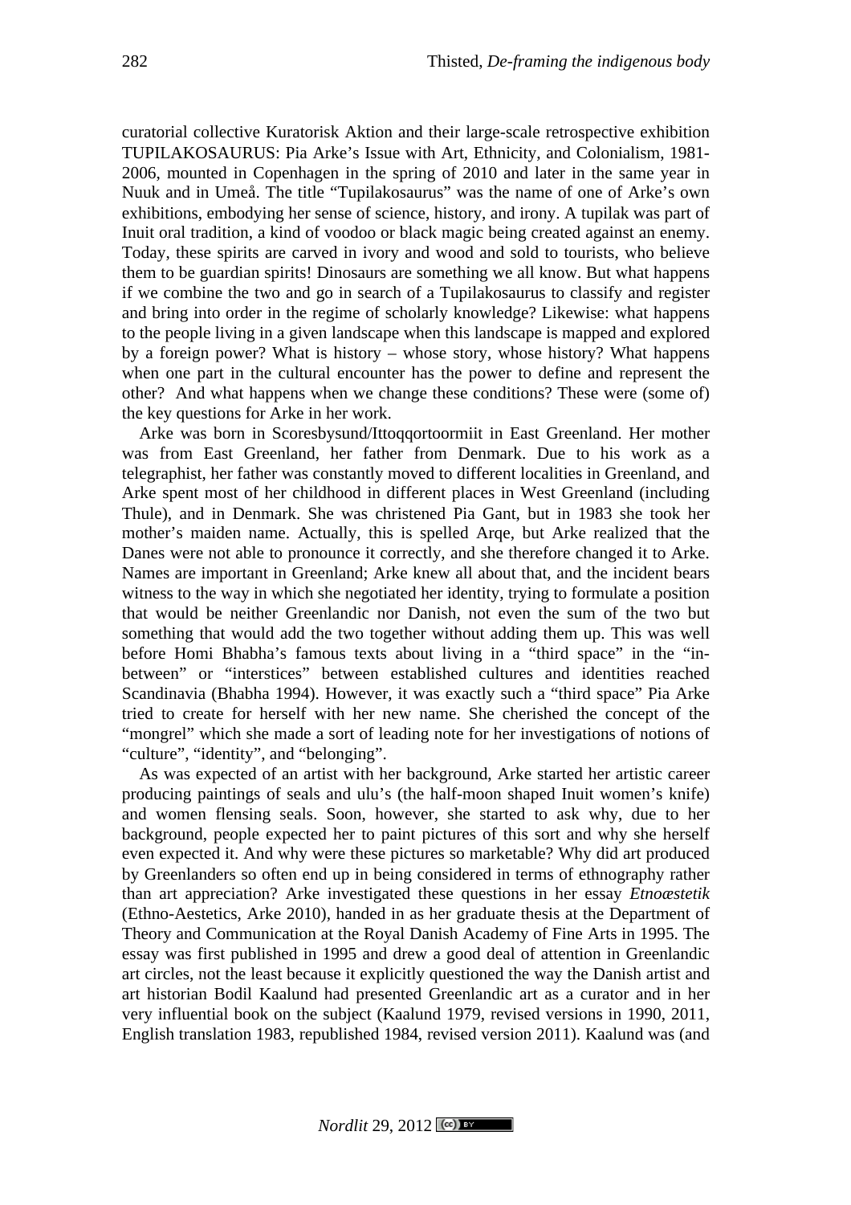curatorial collective Kuratorisk Aktion and their large-scale retrospective exhibition TUPILAKOSAURUS: Pia Arke's Issue with Art, Ethnicity, and Colonialism, 1981-2006, mounted in Copenhagen in the spring of 2010 and later in the same year in Nuuk and in Umeå. The title "Tupilakosaurus" was the name of one of Arke's own exhibitions, embodying her sense of science, history, and irony. A tupilak was part of Inuit oral tradition, a kind of voodoo or black magic being created against an enemy. Today, these spirits are carved in ivory and wood and sold to tourists, who believe them to be guardian spirits! Dinosaurs are something we all know. But what happens if we combine the two and go in search of a Tupilakosaurus to classify and register and bring into order in the regime of scholarly knowledge? Likewise: what happens to the people living in a given landscape when this landscape is mapped and explored by a foreign power? What is history – whose story, whose history? What happens when one part in the cultural encounter has the power to define and represent the other? And what happens when we change these conditions? These were (some of) the key questions for Arke in her work.

Arke was born in Scoresbysund/Ittoqqortoormiit in East Greenland. Her mother was from East Greenland, her father from Denmark. Due to his work as a telegraphist, her father was constantly moved to different localities in Greenland, and Arke spent most of her childhood in different places in West Greenland (including Thule), and in Denmark. She was christened Pia Gant, but in 1983 she took her mother's maiden name. Actually, this is spelled Arqe, but Arke realized that the Danes were not able to pronounce it correctly, and she therefore changed it to Arke. Names are important in Greenland; Arke knew all about that, and the incident bears witness to the way in which she negotiated her identity, trying to formulate a position that would be neither Greenlandic nor Danish, not even the sum of the two but something that would add the two together without adding them up. This was well before Homi Bhabha's famous texts about living in a "third space" in the "in-between" or "interstices" between established cultures and identities reached Scandinavia (Bhabha 1994). However, it was exactly such a "third space" Pia Arke tried to create for herself with her new name. She cherished the concept of the "mongrel" which she made a sort of leading note for her investigations of notions of "culture", "identity", and "belonging".

As was expected of an artist with her background, Arke started her artistic career producing paintings of seals and ulu's (the half-moon shaped Inuit women's knife) and women flensing seals. Soon, however, she started to ask why, due to her background, people expected her to paint pictures of this sort and why she herself even expected it. And why were these pictures so marketable? Why did art produced by Greenlanders so often end up in being considered in terms of ethnography rather than art appreciation? Arke investigated these questions in her essay *Etnoæstetik* (Ethno-Aestetics, Arke 2010), handed in as her graduate thesis at the Department of Theory and Communication at the Royal Danish Academy of Fine Arts in 1995. The essay was first published in 1995 and drew a good deal of attention in Greenlandic art circles, not the least because it explicitly questioned the way the Danish artist and art historian Bodil Kaalund had presented Greenlandic art as a curator and in her very influential book on the subject (Kaalund 1979, revised versions in 1990, 2011, English translation 1983, republished 1984, revised version 2011). Kaalund was (and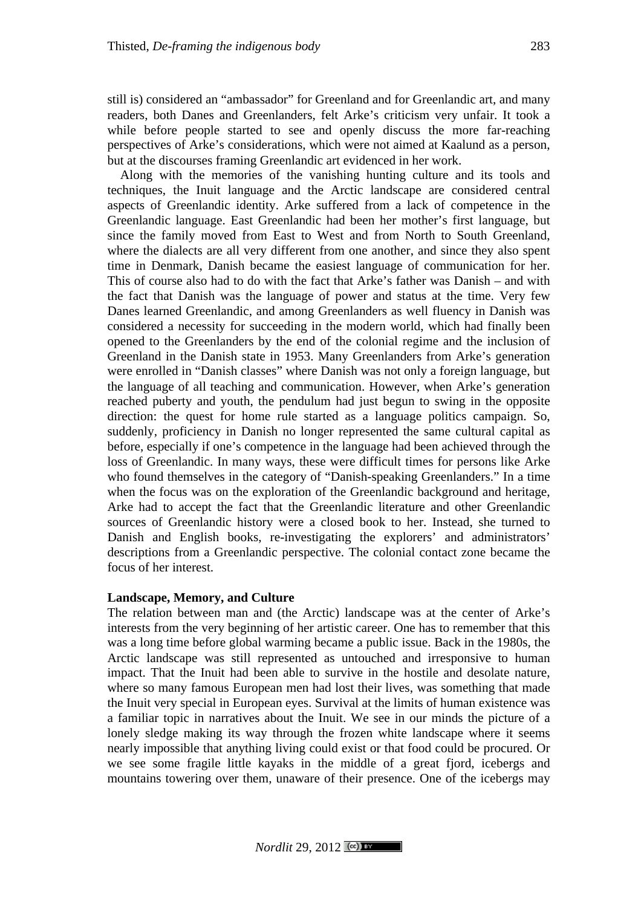still is) considered an "ambassador" for Greenland and for Greenlandic art, and many readers, both Danes and Greenlanders, felt Arke's criticism very unfair. It took a while before people started to see and openly discuss the more far-reaching perspectives of Arke's considerations, which were not aimed at Kaalund as a person, but at the discourses framing Greenlandic art evidenced in her work.

Along with the memories of the vanishing hunting culture and its tools and techniques, the Inuit language and the Arctic landscape are considered central aspects of Greenlandic identity. Arke suffered from a lack of competence in the Greenlandic language. East Greenlandic had been her mother's first language, but since the family moved from East to West and from North to South Greenland, where the dialects are all very different from one another, and since they also spent time in Denmark, Danish became the easiest language of communication for her. This of course also had to do with the fact that Arke's father was Danish – and with the fact that Danish was the language of power and status at the time. Very few Danes learned Greenlandic, and among Greenlanders as well fluency in Danish was considered a necessity for succeeding in the modern world, which had finally been opened to the Greenlanders by the end of the colonial regime and the inclusion of Greenland in the Danish state in 1953. Many Greenlanders from Arke's generation were enrolled in "Danish classes" where Danish was not only a foreign language, but the language of all teaching and communication. However, when Arke's generation reached puberty and youth, the pendulum had just begun to swing in the opposite direction: the quest for home rule started as a language politics campaign. So, suddenly, proficiency in Danish no longer represented the same cultural capital as before, especially if one's competence in the language had been achieved through the loss of Greenlandic. In many ways, these were difficult times for persons like Arke who found themselves in the category of "Danish-speaking Greenlanders." In a time when the focus was on the exploration of the Greenlandic background and heritage, Arke had to accept the fact that the Greenlandic literature and other Greenlandic sources of Greenlandic history were a closed book to her. Instead, she turned to Danish and English books, re-investigating the explorers' and administrators' descriptions from a Greenlandic perspective. The colonial contact zone became the focus of her interest.

**Landscape, Memory, and Culture**

The relation between man and (the Arctic) landscape was at the center of Arke's interests from the very beginning of her artistic career. One has to remember that this was a long time before global warming became a public issue. Back in the 1980s, the Arctic landscape was still represented as untouched and irresponsive to human impact. That the Inuit had been able to survive in the hostile and desolate nature, where so many famous European men had lost their lives, was something that made the Inuit very special in European eyes. Survival at the limits of human existence was a familiar topic in narratives about the Inuit. We see in our minds the picture of a lonely sledge making its way through the frozen white landscape where it seems nearly impossible that anything living could exist or that food could be procured. Or we see some fragile little kayaks in the middle of a great fjord, icebergs and mountains towering over them, unaware of their presence. One of the icebergs may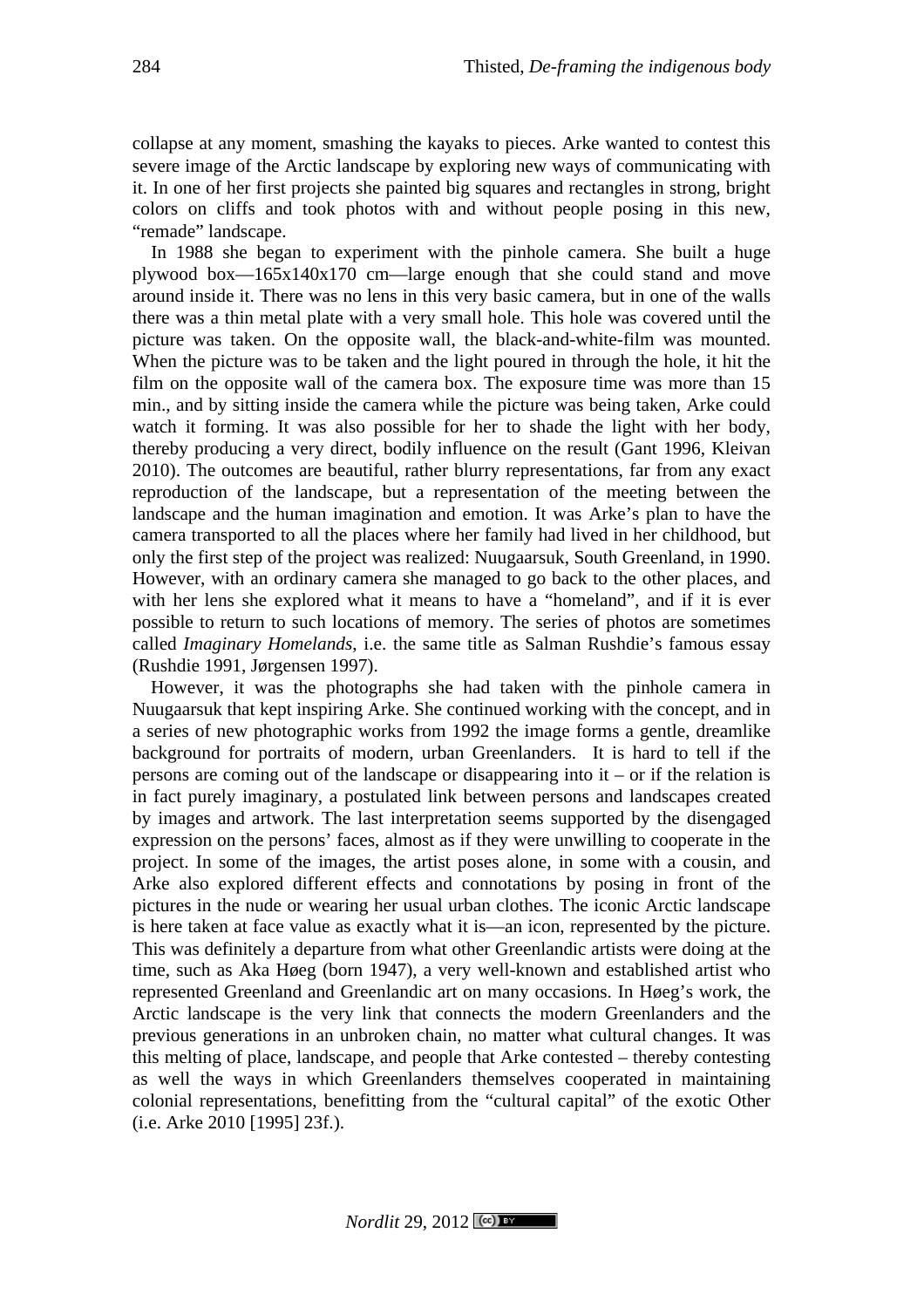collapse at any moment, smashing the kayaks to pieces. Arke wanted to contest this severe image of the Arctic landscape by exploring new ways of communicating with it. In one of her first projects she painted big squares and rectangles in strong, bright colors on cliffs and took photos with and without people posing in this new, "remade" landscape.

In 1988 she began to experiment with the pinhole camera. She built a huge plywood box—165x140x170 cm—large enough that she could stand and move around inside it. There was no lens in this very basic camera, but in one of the walls there was a thin metal plate with a very small hole. This hole was covered until the picture was taken. On the opposite wall, the black-and-white-film was mounted. When the picture was to be taken and the light poured in through the hole, it hit the film on the opposite wall of the camera box. The exposure time was more than 15 min., and by sitting inside the camera while the picture was being taken, Arke could watch it forming. It was also possible for her to shade the light with her body, thereby producing a very direct, bodily influence on the result (Gant 1996, Kleivan 2010). The outcomes are beautiful, rather blurry representations, far from any exact reproduction of the landscape, but a representation of the meeting between the landscape and the human imagination and emotion. It was Arke's plan to have the camera transported to all the places where her family had lived in her childhood, but only the first step of the project was realized: Nuugaarsuk, South Greenland, in 1990. However, with an ordinary camera she managed to go back to the other places, and with her lens she explored what it means to have a "homeland", and if it is ever possible to return to such locations of memory. The series of photos are sometimes called *Imaginary Homelands*, i.e. the same title as Salman Rushdie's famous essay (Rushdie 1991, Jørgensen 1997).

However, it was the photographs she had taken with the pinhole camera in Nuugaarsuk that kept inspiring Arke. She continued working with the concept, and in a series of new photographic works from 1992 the image forms a gentle, dreamlike background for portraits of modern, urban Greenlanders. It is hard to tell if the persons are coming out of the landscape or disappearing into it – or if the relation is in fact purely imaginary, a postulated link between persons and landscapes created by images and artwork. The last interpretation seems supported by the disengaged expression on the persons' faces, almost as if they were unwilling to cooperate in the project. In some of the images, the artist poses alone, in some with a cousin, and Arke also explored different effects and connotations by posing in front of the pictures in the nude or wearing her usual urban clothes. The iconic Arctic landscape is here taken at face value as exactly what it is—an icon, represented by the picture. This was definitely a departure from what other Greenlandic artists were doing at the time, such as Aka Høeg (born 1947), a very well-known and established artist who represented Greenland and Greenlandic art on many occasions. In Høeg's work, the Arctic landscape is the very link that connects the modern Greenlanders and the previous generations in an unbroken chain, no matter what cultural changes. It was this melting of place, landscape, and people that Arke contested – thereby contesting as well the ways in which Greenlanders themselves cooperated in maintaining colonial representations, benefitting from the "cultural capital" of the exotic Other (i.e. Arke 2010 [1995] 23f.).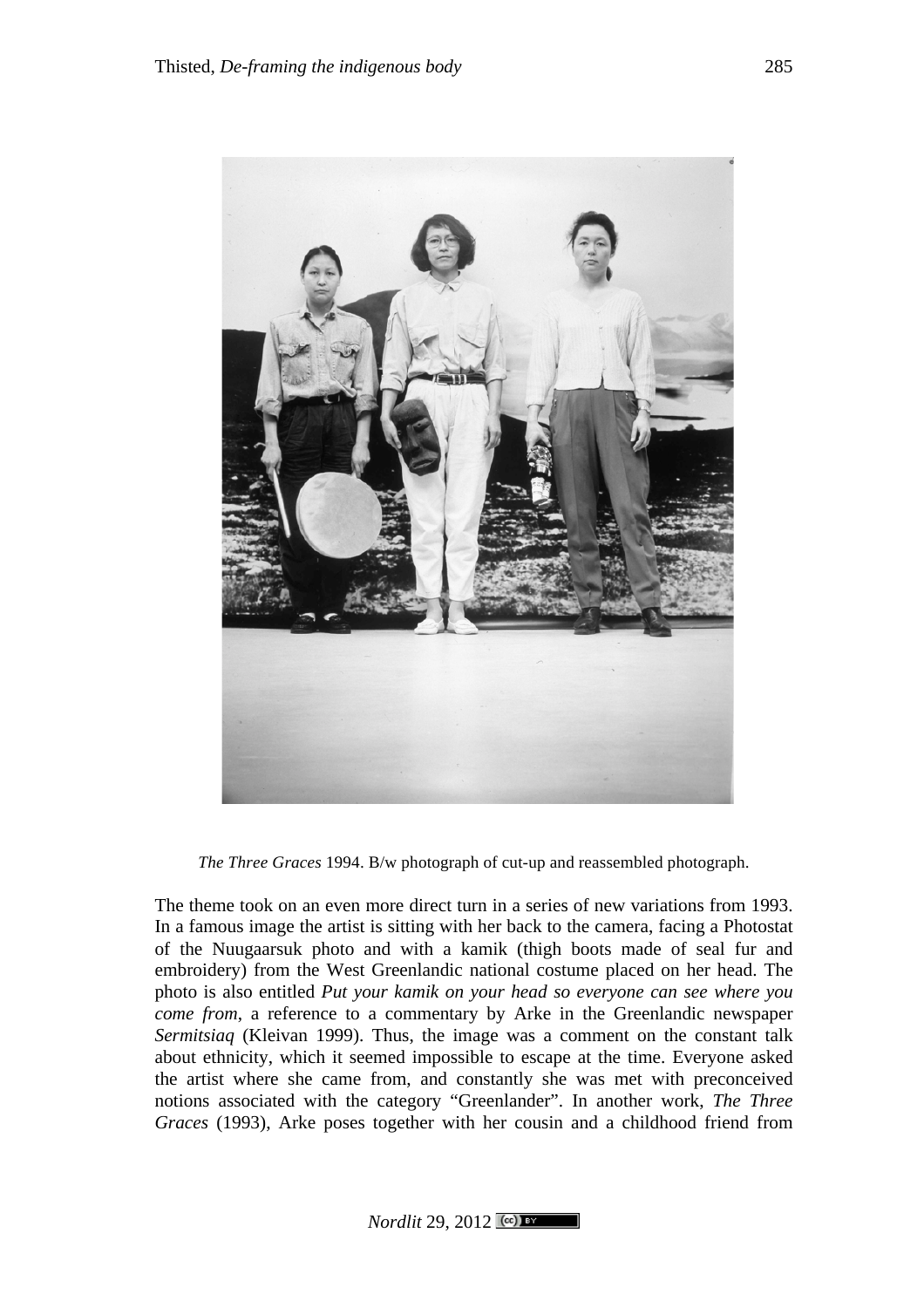*The Three Graces* 1994. B/w photograph of cut-up and reassembled photograph.

The theme took on an even more direct turn in a series of new variations from 1993. In a famous image the artist is sitting with her back to the camera, facing a Photostat of the Nuugaarsuk photo and with a kamik (thigh boots made of seal fur and embroidery) from the West Greenlandic national costume placed on her head. The photo is also entitled *Put your kamik on your head so everyone can see where you come from*, a reference to a commentary by Arke in the Greenlandic newspaper *Sermitsiaq* (Kleivan 1999). Thus, the image was a comment on the constant talk about ethnicity, which it seemed impossible to escape at the time. Everyone asked the artist where she came from, and constantly she was met with preconceived notions associated with the category "Greenlander". In another work, *The Three Graces* (1993), Arke poses together with her cousin and a childhood friend from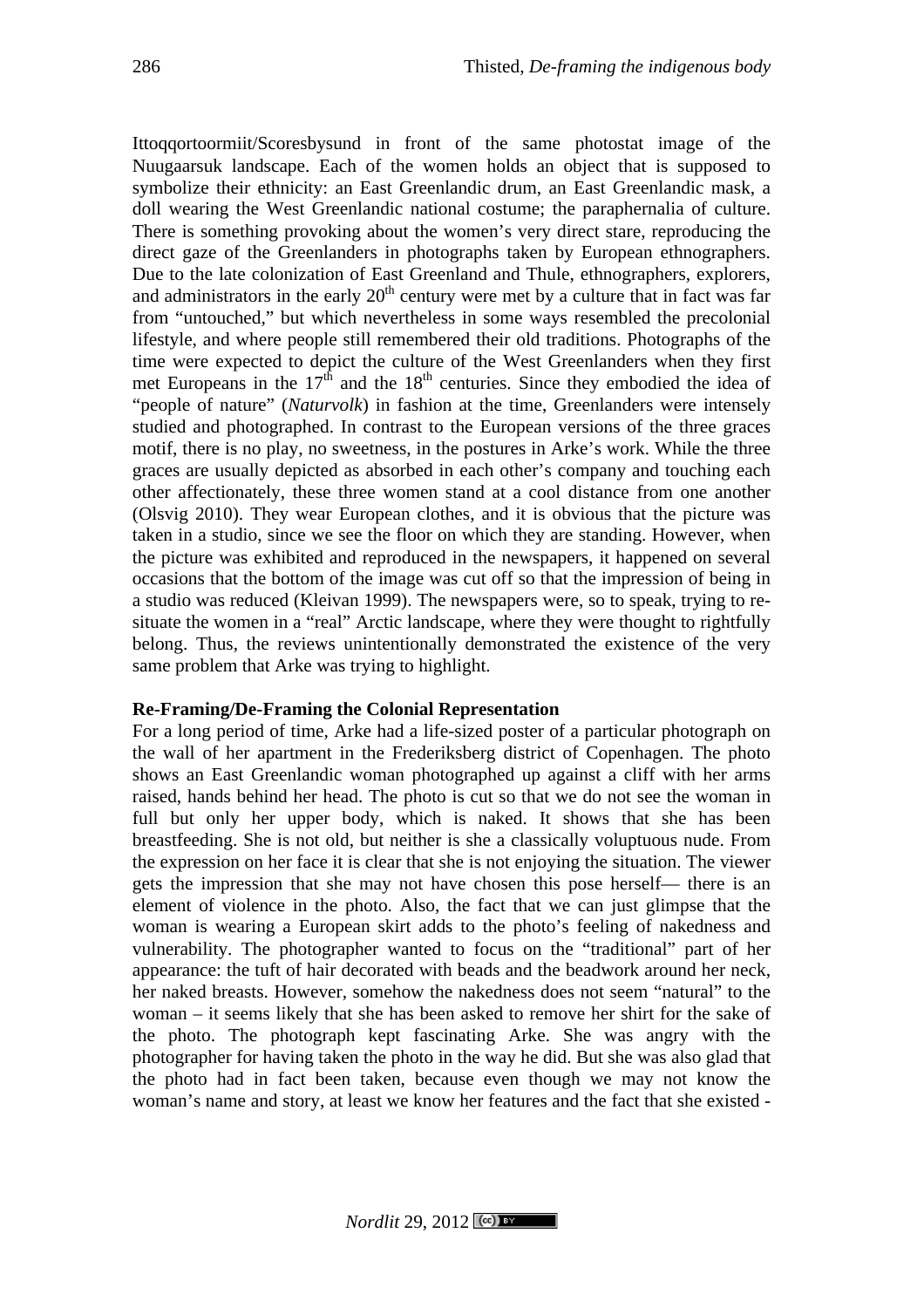Ittoqqortoormiit/Scoresbysund in front of the same photostat image of the Nuugaarsuk landscape. Each of the women holds an object that is supposed to symbolize their ethnicity: an East Greenlandic drum, an East Greenlandic mask, a doll wearing the West Greenlandic national costume; the paraphernalia of culture. There is something provoking about the women's very direct stare, reproducing the direct gaze of the Greenlanders in photographs taken by European ethnographers. Due to the late colonization of East Greenland and Thule, ethnographers, explorers, and administrators in the early 20th century were met by a culture that in fact was far from "untouched," but which nevertheless in some ways resembled the precolonial lifestyle, and where people still remembered their old traditions. Photographs of the time were expected to depict the culture of the West Greenlanders when they first met Europeans in the 17th and the 18th centuries. Since they embodied the idea of "people of nature" (*Naturvolk*) in fashion at the time, Greenlanders were intensely studied and photographed. In contrast to the European versions of the three graces motif, there is no play, no sweetness, in the postures in Arke's work. While the three graces are usually depicted as absorbed in each other's company and touching each other affectionately, these three women stand at a cool distance from one another (Olsvig 2010). They wear European clothes, and it is obvious that the picture was taken in a studio, since we see the floor on which they are standing. However, when the picture was exhibited and reproduced in the newspapers, it happened on several occasions that the bottom of the image was cut off so that the impression of being in a studio was reduced (Kleivan 1999). The newspapers were, so to speak, trying to re-situate the women in a "real" Arctic landscape, where they were thought to rightfully belong. Thus, the reviews unintentionally demonstrated the existence of the very same problem that Arke was trying to highlight.

**Re-Framing/De-Framing the Colonial Representation**

For a long period of time, Arke had a life-sized poster of a particular photograph on the wall of her apartment in the Frederiksberg district of Copenhagen. The photo shows an East Greenlandic woman photographed up against a cliff with her arms raised, hands behind her head. The photo is cut so that we do not see the woman in full but only her upper body, which is naked. It shows that she has been breastfeeding. She is not old, but neither is she a classically voluptuous nude. From the expression on her face it is clear that she is not enjoying the situation. The viewer gets the impression that she may not have chosen this pose herself— there is an element of violence in the photo. Also, the fact that we can just glimpse that the woman is wearing a European skirt adds to the photo's feeling of nakedness and vulnerability. The photographer wanted to focus on the "traditional" part of her appearance: the tuft of hair decorated with beads and the beadwork around her neck, her naked breasts. However, somehow the nakedness does not seem "natural" to the woman – it seems likely that she has been asked to remove her shirt for the sake of the photo. The photograph kept fascinating Arke. She was angry with the photographer for having taken the photo in the way he did. But she was also glad that the photo had in fact been taken, because even though we may not know the woman's name and story, at least we know her features and the fact that she existed -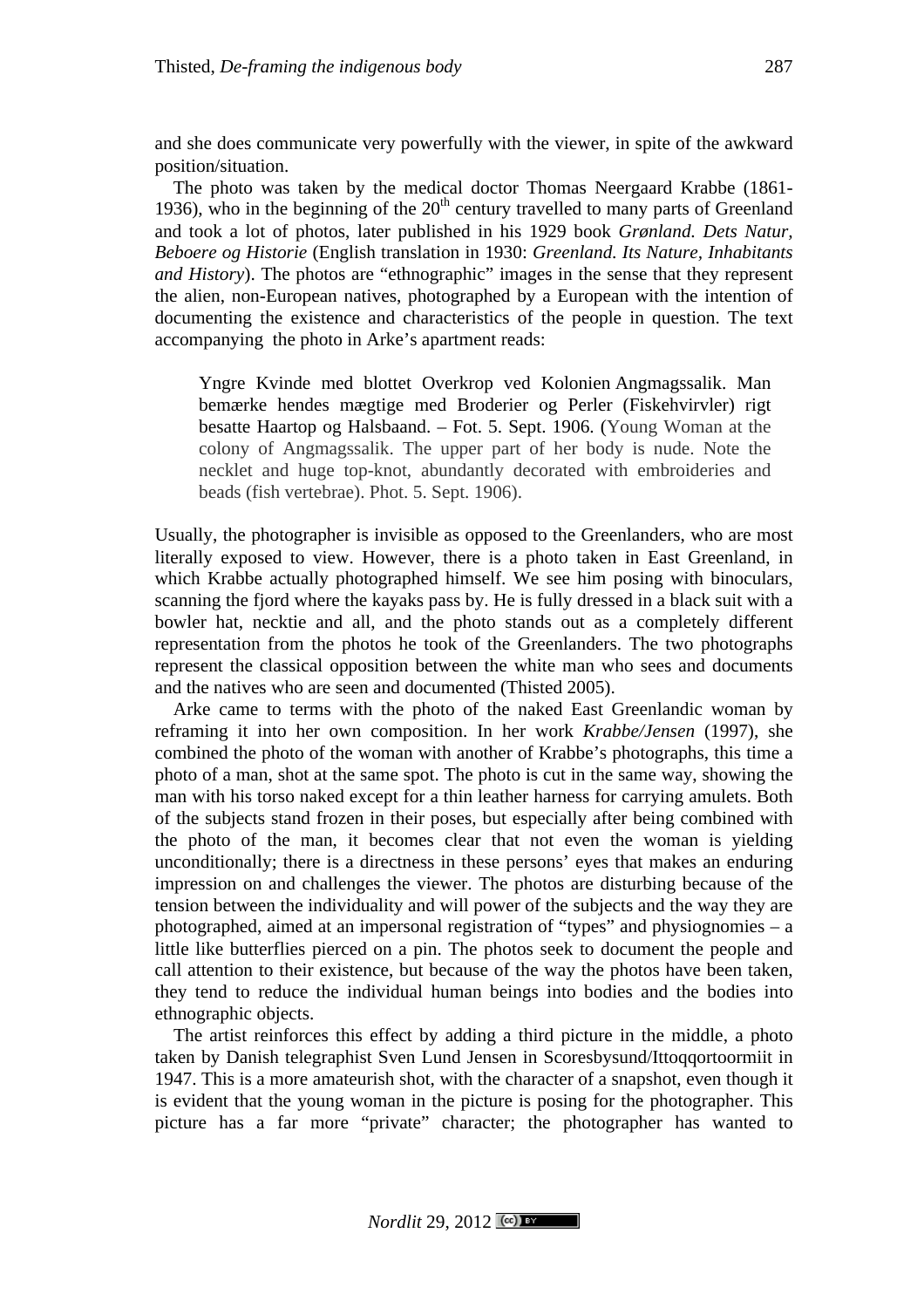and she does communicate very powerfully with the viewer, in spite of the awkward position/situation.

The photo was taken by the medical doctor Thomas Neergaard Krabbe (1861-1936), who in the beginning of the 20th century travelled to many parts of Greenland and took a lot of photos, later published in his 1929 book *Grønland. Dets Natur, Beboere og Historie* (English translation in 1930: *Greenland. Its Nature, Inhabitants and History*). The photos are "ethnographic" images in the sense that they represent the alien, non-European natives, photographed by a European with the intention of documenting the existence and characteristics of the people in question. The text accompanying the photo in Arke's apartment reads:

> Yngre Kvinde med blottet Overkrop ved Kolonien Angmagssalik. Man bemærke hendes mægtige med Broderier og Perler (Fiskehvirvler) rigt besatte Haartop og Halsbaand. – Fot. 5. Sept. 1906. (Young Woman at the colony of Angmagssalik. The upper part of her body is nude. Note the necklet and huge top-knot, abundantly decorated with embroideries and beads (fish vertebrae). Phot. 5. Sept. 1906).

Usually, the photographer is invisible as opposed to the Greenlanders, who are most literally exposed to view. However, there is a photo taken in East Greenland, in which Krabbe actually photographed himself. We see him posing with binoculars, scanning the fjord where the kayaks pass by. He is fully dressed in a black suit with a bowler hat, necktie and all, and the photo stands out as a completely different representation from the photos he took of the Greenlanders. The two photographs represent the classical opposition between the white man who sees and documents and the natives who are seen and documented (Thisted 2005).

Arke came to terms with the photo of the naked East Greenlandic woman by reframing it into her own composition. In her work *Krabbe/Jensen* (1997), she combined the photo of the woman with another of Krabbe's photographs, this time a photo of a man, shot at the same spot. The photo is cut in the same way, showing the man with his torso naked except for a thin leather harness for carrying amulets. Both of the subjects stand frozen in their poses, but especially after being combined with the photo of the man, it becomes clear that not even the woman is yielding unconditionally; there is a directness in these persons' eyes that makes an enduring impression on and challenges the viewer. The photos are disturbing because of the tension between the individuality and will power of the subjects and the way they are photographed, aimed at an impersonal registration of "types" and physiognomies – a little like butterflies pierced on a pin. The photos seek to document the people and call attention to their existence, but because of the way the photos have been taken, they tend to reduce the individual human beings into bodies and the bodies into ethnographic objects.

The artist reinforces this effect by adding a third picture in the middle, a photo taken by Danish telegraphist Sven Lund Jensen in Scoresbysund/Ittoqqortoormiit in 1947. This is a more amateurish shot, with the character of a snapshot, even though it is evident that the young woman in the picture is posing for the photographer. This picture has a far more "private" character; the photographer has wanted to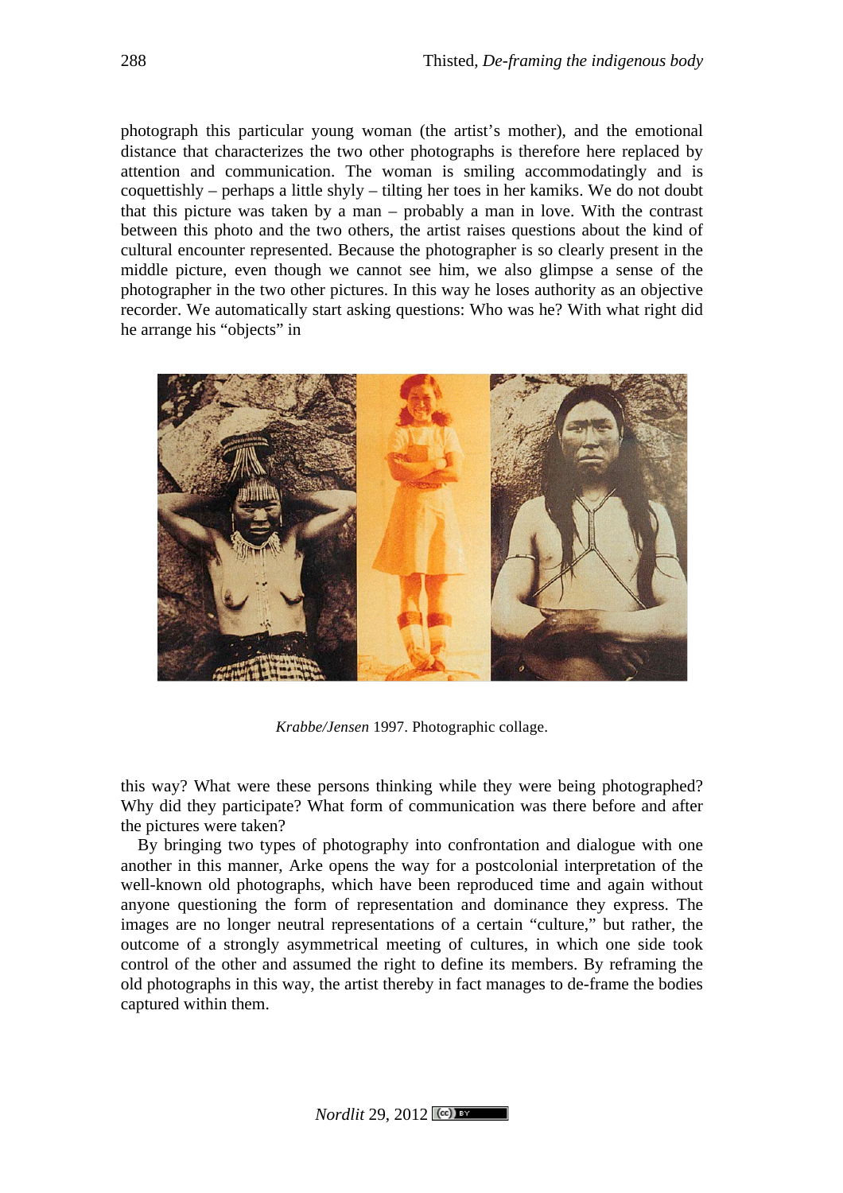photograph this particular young woman (the artist's mother), and the emotional distance that characterizes the two other photographs is therefore here replaced by attention and communication. The woman is smiling accommodatingly and is coquettishly – perhaps a little shyly – tilting her toes in her kamiks. We do not doubt that this picture was taken by a man – probably a man in love. With the contrast between this photo and the two others, the artist raises questions about the kind of cultural encounter represented. Because the photographer is so clearly present in the middle picture, even though we cannot see him, we also glimpse a sense of the photographer in the two other pictures. In this way he loses authority as an objective recorder. We automatically start asking questions: Who was he? With what right did he arrange his "objects" in

*Krabbe/Jensen* 1997. Photographic collage.

this way? What were these persons thinking while they were being photographed? Why did they participate? What form of communication was there before and after the pictures were taken?

By bringing two types of photography into confrontation and dialogue with one another in this manner, Arke opens the way for a postcolonial interpretation of the well-known old photographs, which have been reproduced time and again without anyone questioning the form of representation and dominance they express. The images are no longer neutral representations of a certain "culture," but rather, the outcome of a strongly asymmetrical meeting of cultures, in which one side took control of the other and assumed the right to define its members. By reframing the old photographs in this way, the artist thereby in fact manages to de-frame the bodies captured within them.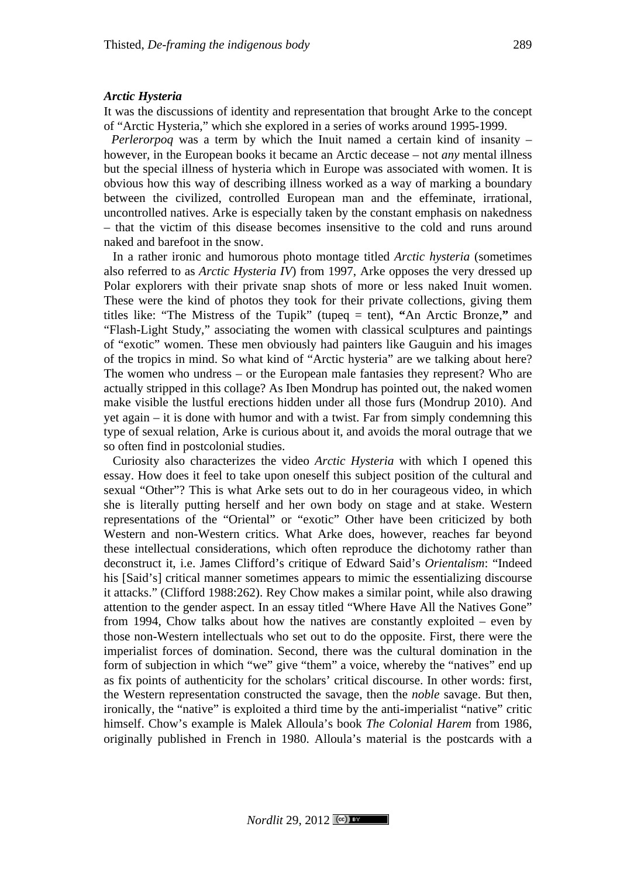### *Arctic Hysteria*

It was the discussions of identity and representation that brought Arke to the concept of "Arctic Hysteria," which she explored in a series of works around 1995-1999.

*Perlerorpoq* was a term by which the Inuit named a certain kind of insanity – however, in the European books it became an Arctic decease – not *any* mental illness but the special illness of hysteria which in Europe was associated with women. It is obvious how this way of describing illness worked as a way of marking a boundary between the civilized, controlled European man and the effeminate, irrational, uncontrolled natives. Arke is especially taken by the constant emphasis on nakedness – that the victim of this disease becomes insensitive to the cold and runs around naked and barefoot in the snow.

In a rather ironic and humorous photo montage titled *Arctic hysteria* (sometimes also referred to as *Arctic Hysteria IV*) from 1997, Arke opposes the very dressed up Polar explorers with their private snap shots of more or less naked Inuit women. These were the kind of photos they took for their private collections, giving them titles like: "The Mistress of the Tupik" (tupeq = tent), **"**An Arctic Bronze,**"** and "Flash-Light Study," associating the women with classical sculptures and paintings of "exotic" women. These men obviously had painters like Gauguin and his images of the tropics in mind. So what kind of "Arctic hysteria" are we talking about here? The women who undress – or the European male fantasies they represent? Who are actually stripped in this collage? As Iben Mondrup has pointed out, the naked women make visible the lustful erections hidden under all those furs (Mondrup 2010). And yet again – it is done with humor and with a twist. Far from simply condemning this type of sexual relation, Arke is curious about it, and avoids the moral outrage that we so often find in postcolonial studies.

Curiosity also characterizes the video *Arctic Hysteria* with which I opened this essay. How does it feel to take upon oneself this subject position of the cultural and sexual "Other"? This is what Arke sets out to do in her courageous video, in which she is literally putting herself and her own body on stage and at stake. Western representations of the "Oriental" or "exotic" Other have been criticized by both Western and non-Western critics. What Arke does, however, reaches far beyond these intellectual considerations, which often reproduce the dichotomy rather than deconstruct it, i.e. James Clifford's critique of Edward Said's *Orientalism*: "Indeed his [Said's] critical manner sometimes appears to mimic the essentializing discourse it attacks." (Clifford 1988:262). Rey Chow makes a similar point, while also drawing attention to the gender aspect. In an essay titled "Where Have All the Natives Gone" from 1994, Chow talks about how the natives are constantly exploited – even by those non-Western intellectuals who set out to do the opposite. First, there were the imperialist forces of domination. Second, there was the cultural domination in the form of subjection in which "we" give "them" a voice, whereby the "natives" end up as fix points of authenticity for the scholars' critical discourse. In other words: first, the Western representation constructed the savage, then the *noble* savage. But then, ironically, the "native" is exploited a third time by the anti-imperialist "native" critic himself. Chow's example is Malek Alloula's book *The Colonial Harem* from 1986, originally published in French in 1980. Alloula's material is the postcards with a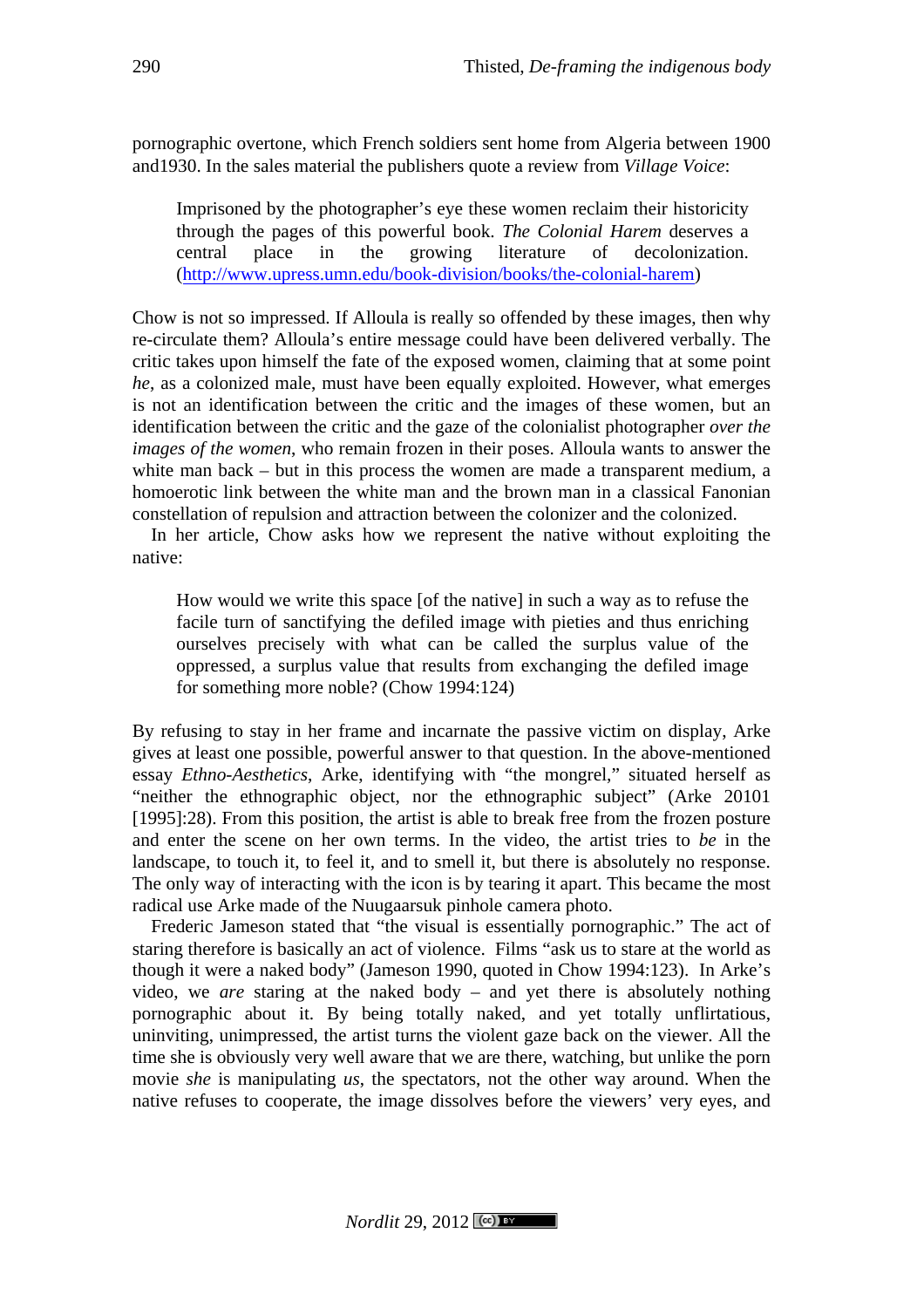pornographic overtone, which French soldiers sent home from Algeria between 1900 and1930. In the sales material the publishers quote a review from *Village Voice*:

> Imprisoned by the photographer's eye these women reclaim their historicity through the pages of this powerful book. *The Colonial Harem* deserves a central place in the growing literature of decolonization. (http://www.upress.umn.edu/book-division/books/the-colonial-harem)

Chow is not so impressed. If Alloula is really so offended by these images, then why re-circulate them? Alloula's entire message could have been delivered verbally. The critic takes upon himself the fate of the exposed women, claiming that at some point *he*, as a colonized male, must have been equally exploited. However, what emerges is not an identification between the critic and the images of these women, but an identification between the critic and the gaze of the colonialist photographer *over the images of the women*, who remain frozen in their poses. Alloula wants to answer the white man back – but in this process the women are made a transparent medium, a homoerotic link between the white man and the brown man in a classical Fanonian constellation of repulsion and attraction between the colonizer and the colonized.

In her article, Chow asks how we represent the native without exploiting the native:

> How would we write this space [of the native] in such a way as to refuse the facile turn of sanctifying the defiled image with pieties and thus enriching ourselves precisely with what can be called the surplus value of the oppressed, a surplus value that results from exchanging the defiled image for something more noble? (Chow 1994:124)

By refusing to stay in her frame and incarnate the passive victim on display, Arke gives at least one possible, powerful answer to that question. In the above-mentioned essay *Ethno-Aesthetics*, Arke, identifying with "the mongrel," situated herself as "neither the ethnographic object, nor the ethnographic subject" (Arke 20101 [1995]:28). From this position, the artist is able to break free from the frozen posture and enter the scene on her own terms. In the video, the artist tries to *be* in the landscape, to touch it, to feel it, and to smell it, but there is absolutely no response. The only way of interacting with the icon is by tearing it apart. This became the most radical use Arke made of the Nuugaarsuk pinhole camera photo.

Frederic Jameson stated that "the visual is essentially pornographic." The act of staring therefore is basically an act of violence. Films "ask us to stare at the world as though it were a naked body" (Jameson 1990, quoted in Chow 1994:123). In Arke's video, we *are* staring at the naked body – and yet there is absolutely nothing pornographic about it. By being totally naked, and yet totally unflirtatious, uninviting, unimpressed, the artist turns the violent gaze back on the viewer. All the time she is obviously very well aware that we are there, watching, but unlike the porn movie *she* is manipulating *us*, the spectators, not the other way around. When the native refuses to cooperate, the image dissolves before the viewers' very eyes, and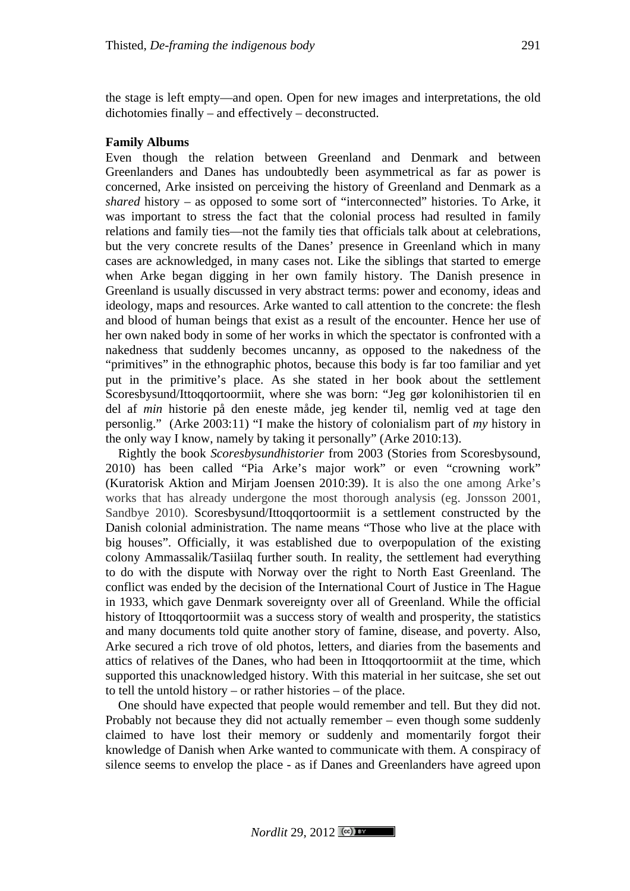the stage is left empty—and open. Open for new images and interpretations, the old dichotomies finally – and effectively – deconstructed.

**Family Albums**

Even though the relation between Greenland and Denmark and between Greenlanders and Danes has undoubtedly been asymmetrical as far as power is concerned, Arke insisted on perceiving the history of Greenland and Denmark as a *shared* history – as opposed to some sort of "interconnected" histories. To Arke, it was important to stress the fact that the colonial process had resulted in family relations and family ties—not the family ties that officials talk about at celebrations, but the very concrete results of the Danes' presence in Greenland which in many cases are acknowledged, in many cases not. Like the siblings that started to emerge when Arke began digging in her own family history. The Danish presence in Greenland is usually discussed in very abstract terms: power and economy, ideas and ideology, maps and resources. Arke wanted to call attention to the concrete: the flesh and blood of human beings that exist as a result of the encounter. Hence her use of her own naked body in some of her works in which the spectator is confronted with a nakedness that suddenly becomes uncanny, as opposed to the nakedness of the "primitives" in the ethnographic photos, because this body is far too familiar and yet put in the primitive's place. As she stated in her book about the settlement Scoresbysund/Ittoqqortoormiit, where she was born: "Jeg gør kolonihistorien til en del af *min* historie på den eneste måde, jeg kender til, nemlig ved at tage den personlig." (Arke 2003:11) "I make the history of colonialism part of *my* history in the only way I know, namely by taking it personally" (Arke 2010:13).

Rightly the book *Scoresbysundhistorier* from 2003 (Stories from Scoresbysound, 2010) has been called "Pia Arke's major work" or even "crowning work" (Kuratorisk Aktion and Mirjam Joensen 2010:39). It is also the one among Arke's works that has already undergone the most thorough analysis (eg. Jonsson 2001, Sandbye 2010). Scoresbysund/Ittoqqortoormiit is a settlement constructed by the Danish colonial administration. The name means "Those who live at the place with big houses". Officially, it was established due to overpopulation of the existing colony Ammassalik/Tasiilaq further south. In reality, the settlement had everything to do with the dispute with Norway over the right to North East Greenland. The conflict was ended by the decision of the International Court of Justice in The Hague in 1933, which gave Denmark sovereignty over all of Greenland. While the official history of Ittoqqortoormiit was a success story of wealth and prosperity, the statistics and many documents told quite another story of famine, disease, and poverty. Also, Arke secured a rich trove of old photos, letters, and diaries from the basements and attics of relatives of the Danes, who had been in Ittoqqortoormiit at the time, which supported this unacknowledged history. With this material in her suitcase, she set out to tell the untold history – or rather histories – of the place.

One should have expected that people would remember and tell. But they did not. Probably not because they did not actually remember – even though some suddenly claimed to have lost their memory or suddenly and momentarily forgot their knowledge of Danish when Arke wanted to communicate with them. A conspiracy of silence seems to envelop the place - as if Danes and Greenlanders have agreed upon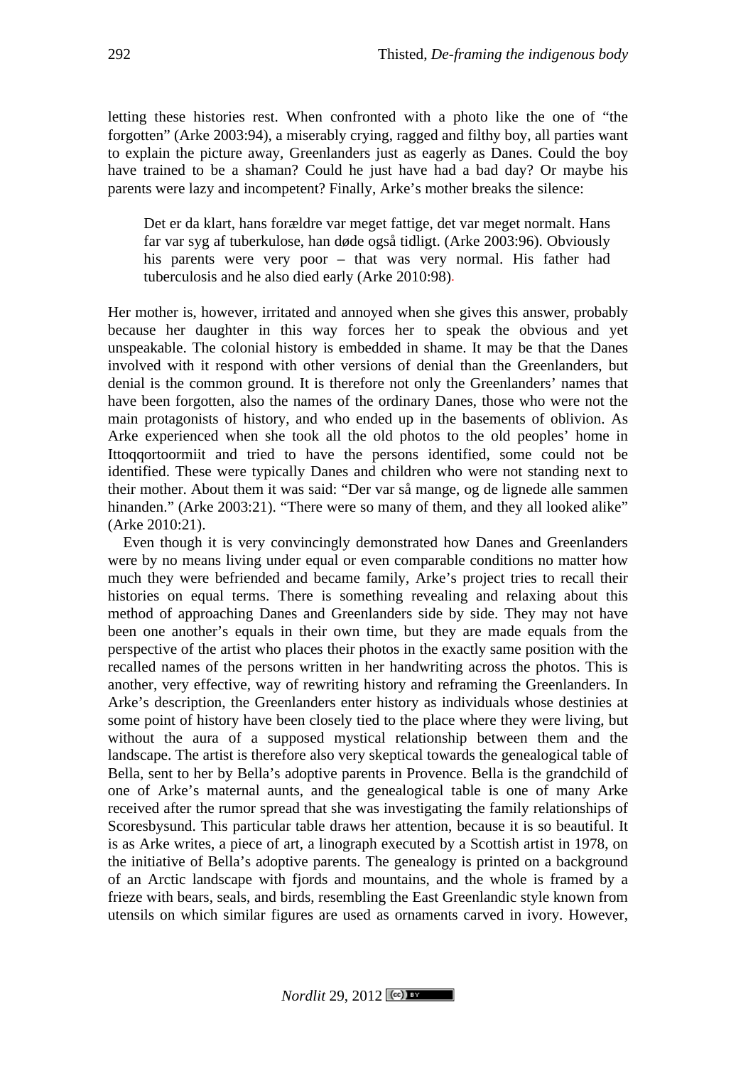letting these histories rest. When confronted with a photo like the one of "the forgotten" (Arke 2003:94), a miserably crying, ragged and filthy boy, all parties want to explain the picture away, Greenlanders just as eagerly as Danes. Could the boy have trained to be a shaman? Could he just have had a bad day? Or maybe his parents were lazy and incompetent? Finally, Arke's mother breaks the silence:

> Det er da klart, hans forældre var meget fattige, det var meget normalt. Hans far var syg af tuberkulose, han døde også tidligt. (Arke 2003:96). Obviously his parents were very poor – that was very normal. His father had tuberculosis and he also died early (Arke 2010:98).

Her mother is, however, irritated and annoyed when she gives this answer, probably because her daughter in this way forces her to speak the obvious and yet unspeakable. The colonial history is embedded in shame. It may be that the Danes involved with it respond with other versions of denial than the Greenlanders, but denial is the common ground. It is therefore not only the Greenlanders' names that have been forgotten, also the names of the ordinary Danes, those who were not the main protagonists of history, and who ended up in the basements of oblivion. As Arke experienced when she took all the old photos to the old peoples' home in Ittoqqortoormiit and tried to have the persons identified, some could not be identified. These were typically Danes and children who were not standing next to their mother. About them it was said: "Der var så mange, og de lignede alle sammen hinanden." (Arke 2003:21). "There were so many of them, and they all looked alike" (Arke 2010:21).

Even though it is very convincingly demonstrated how Danes and Greenlanders were by no means living under equal or even comparable conditions no matter how much they were befriended and became family, Arke's project tries to recall their histories on equal terms. There is something revealing and relaxing about this method of approaching Danes and Greenlanders side by side. They may not have been one another's equals in their own time, but they are made equals from the perspective of the artist who places their photos in the exactly same position with the recalled names of the persons written in her handwriting across the photos. This is another, very effective, way of rewriting history and reframing the Greenlanders. In Arke's description, the Greenlanders enter history as individuals whose destinies at some point of history have been closely tied to the place where they were living, but without the aura of a supposed mystical relationship between them and the landscape. The artist is therefore also very skeptical towards the genealogical table of Bella, sent to her by Bella's adoptive parents in Provence. Bella is the grandchild of one of Arke's maternal aunts, and the genealogical table is one of many Arke received after the rumor spread that she was investigating the family relationships of Scoresbysund. This particular table draws her attention, because it is so beautiful. It is as Arke writes, a piece of art, a linograph executed by a Scottish artist in 1978, on the initiative of Bella's adoptive parents. The genealogy is printed on a background of an Arctic landscape with fjords and mountains, and the whole is framed by a frieze with bears, seals, and birds, resembling the East Greenlandic style known from utensils on which similar figures are used as ornaments carved in ivory. However,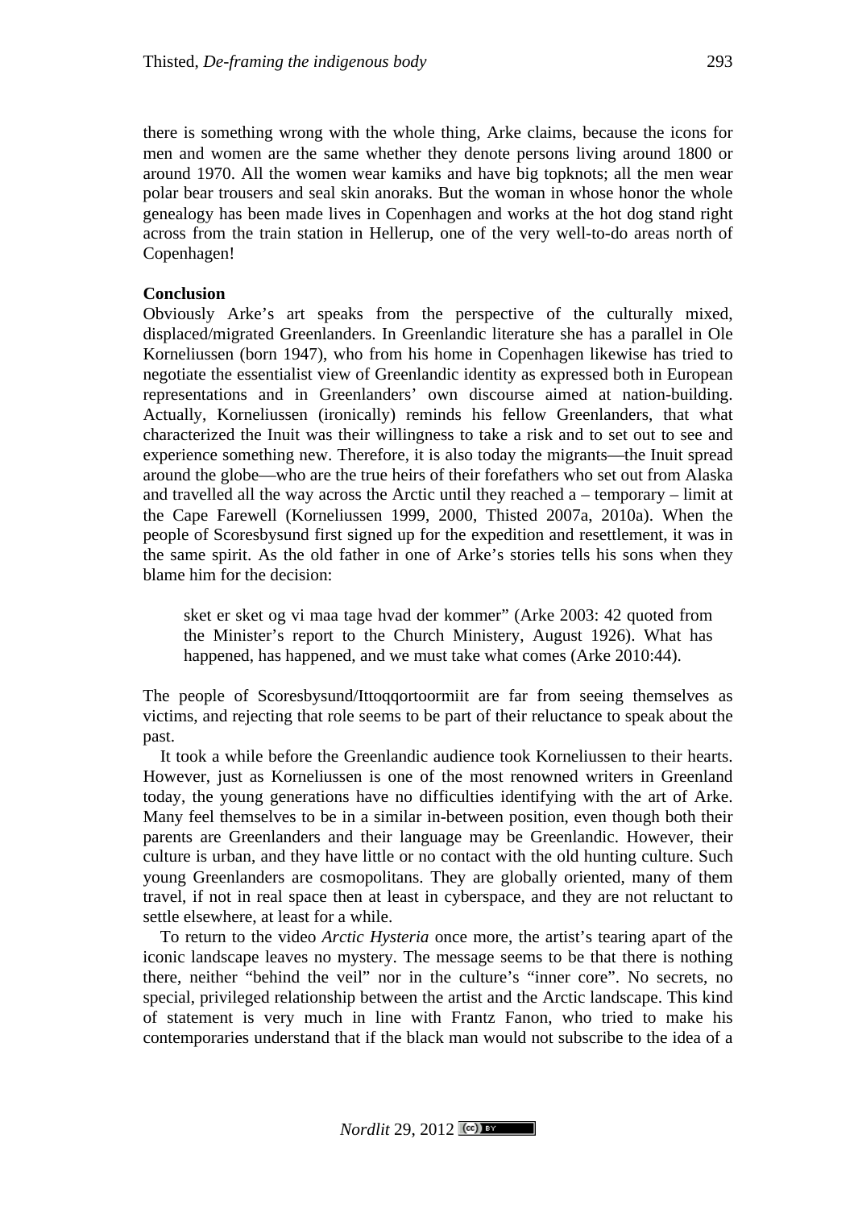there is something wrong with the whole thing, Arke claims, because the icons for men and women are the same whether they denote persons living around 1800 or around 1970. All the women wear kamiks and have big topknots; all the men wear polar bear trousers and seal skin anoraks. But the woman in whose honor the whole genealogy has been made lives in Copenhagen and works at the hot dog stand right across from the train station in Hellerup, one of the very well-to-do areas north of Copenhagen!

**Conclusion**

Obviously Arke's art speaks from the perspective of the culturally mixed, displaced/migrated Greenlanders. In Greenlandic literature she has a parallel in Ole Korneliussen (born 1947), who from his home in Copenhagen likewise has tried to negotiate the essentialist view of Greenlandic identity as expressed both in European representations and in Greenlanders' own discourse aimed at nation-building. Actually, Korneliussen (ironically) reminds his fellow Greenlanders, that what characterized the Inuit was their willingness to take a risk and to set out to see and experience something new. Therefore, it is also today the migrants—the Inuit spread around the globe—who are the true heirs of their forefathers who set out from Alaska and travelled all the way across the Arctic until they reached a – temporary – limit at the Cape Farewell (Korneliussen 1999, 2000, Thisted 2007a, 2010a). When the people of Scoresbysund first signed up for the expedition and resettlement, it was in the same spirit. As the old father in one of Arke's stories tells his sons when they blame him for the decision:

> sket er sket og vi maa tage hvad der kommer" (Arke 2003: 42 quoted from the Minister's report to the Church Ministery, August 1926). What has happened, has happened, and we must take what comes (Arke 2010:44).

The people of Scoresbysund/Ittoqqortoormiit are far from seeing themselves as victims, and rejecting that role seems to be part of their reluctance to speak about the past.

It took a while before the Greenlandic audience took Korneliussen to their hearts. However, just as Korneliussen is one of the most renowned writers in Greenland today, the young generations have no difficulties identifying with the art of Arke. Many feel themselves to be in a similar in-between position, even though both their parents are Greenlanders and their language may be Greenlandic. However, their culture is urban, and they have little or no contact with the old hunting culture. Such young Greenlanders are cosmopolitans. They are globally oriented, many of them travel, if not in real space then at least in cyberspace, and they are not reluctant to settle elsewhere, at least for a while.

To return to the video *Arctic Hysteria* once more, the artist's tearing apart of the iconic landscape leaves no mystery. The message seems to be that there is nothing there, neither "behind the veil" nor in the culture's "inner core". No secrets, no special, privileged relationship between the artist and the Arctic landscape. This kind of statement is very much in line with Frantz Fanon, who tried to make his contemporaries understand that if the black man would not subscribe to the idea of a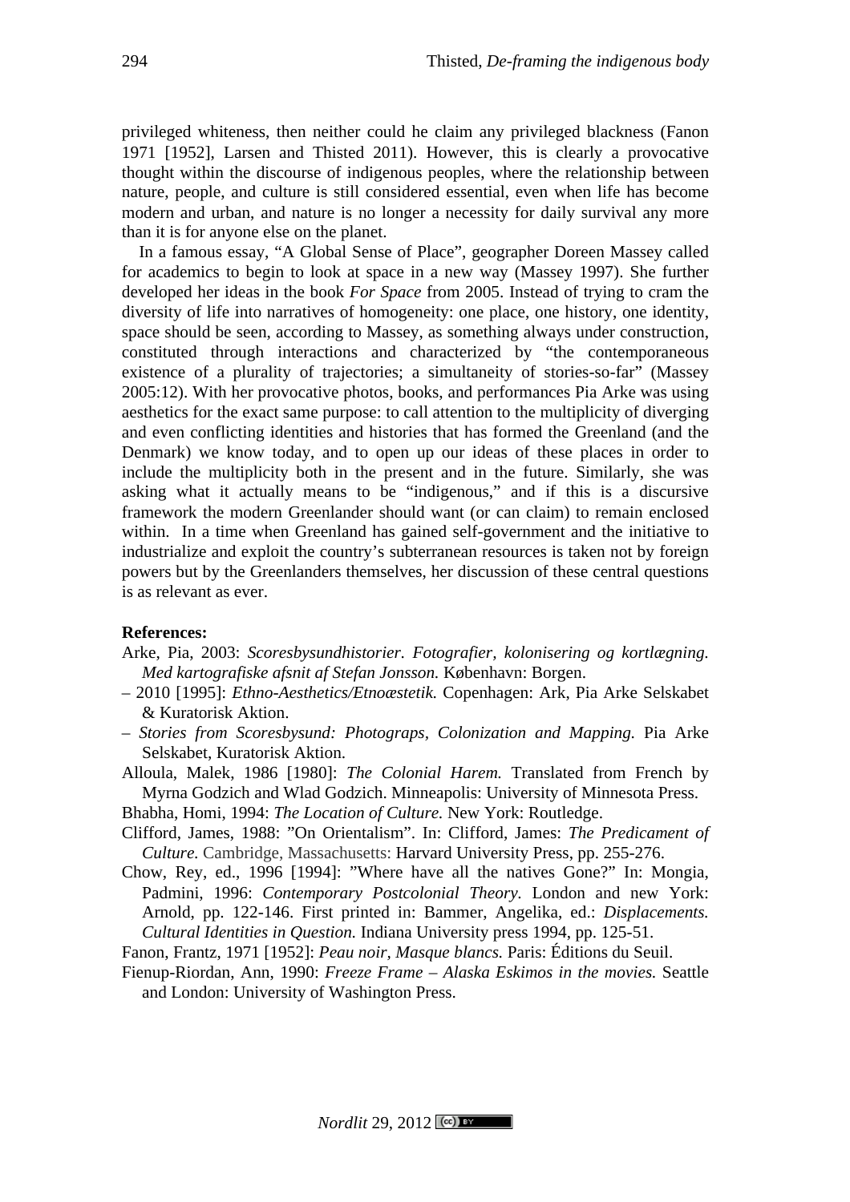privileged whiteness, then neither could he claim any privileged blackness (Fanon 1971 [1952], Larsen and Thisted 2011). However, this is clearly a provocative thought within the discourse of indigenous peoples, where the relationship between nature, people, and culture is still considered essential, even when life has become modern and urban, and nature is no longer a necessity for daily survival any more than it is for anyone else on the planet.

In a famous essay, "A Global Sense of Place", geographer Doreen Massey called for academics to begin to look at space in a new way (Massey 1997). She further developed her ideas in the book *For Space* from 2005. Instead of trying to cram the diversity of life into narratives of homogeneity: one place, one history, one identity, space should be seen, according to Massey, as something always under construction, constituted through interactions and characterized by "the contemporaneous existence of a plurality of trajectories; a simultaneity of stories-so-far" (Massey 2005:12). With her provocative photos, books, and performances Pia Arke was using aesthetics for the exact same purpose: to call attention to the multiplicity of diverging and even conflicting identities and histories that has formed the Greenland (and the Denmark) we know today, and to open up our ideas of these places in order to include the multiplicity both in the present and in the future. Similarly, she was asking what it actually means to be "indigenous," and if this is a discursive framework the modern Greenlander should want (or can claim) to remain enclosed within. In a time when Greenland has gained self-government and the initiative to industrialize and exploit the country's subterranean resources is taken not by foreign powers but by the Greenlanders themselves, her discussion of these central questions is as relevant as ever.

**References:**

Arke, Pia, 2003: *Scoresbysundhistorier. Fotografier, kolonisering og kortlægning. Med kartografiske afsnit af Stefan Jonsson.* København: Borgen.

– 2010 [1995]: *Ethno-Aesthetics/Etnoæstetik.* Copenhagen: Ark, Pia Arke Selskabet & Kuratorisk Aktion.

– *Stories from Scoresbysund: Photograps, Colonization and Mapping.* Pia Arke Selskabet, Kuratorisk Aktion.

Alloula, Malek, 1986 [1980]: *The Colonial Harem.* Translated from French by Myrna Godzich and Wlad Godzich. Minneapolis: University of Minnesota Press.

Bhabha, Homi, 1994: *The Location of Culture.* New York: Routledge.

Clifford, James, 1988: "On Orientalism". In: Clifford, James: *The Predicament of Culture.* Cambridge, Massachusetts: Harvard University Press, pp. 255-276.

Chow, Rey, ed., 1996 [1994]: "Where have all the natives Gone?" In: Mongia, Padmini, 1996: *Contemporary Postcolonial Theory.* London and new York: Arnold, pp. 122-146. First printed in: Bammer, Angelika, ed.: *Displacements. Cultural Identities in Question.* Indiana University press 1994, pp. 125-51.

Fanon, Frantz, 1971 [1952]: *Peau noir, Masque blancs.* Paris: Éditions du Seuil.

Fienup-Riordan, Ann, 1990: *Freeze Frame – Alaska Eskimos in the movies.* Seattle and London: University of Washington Press.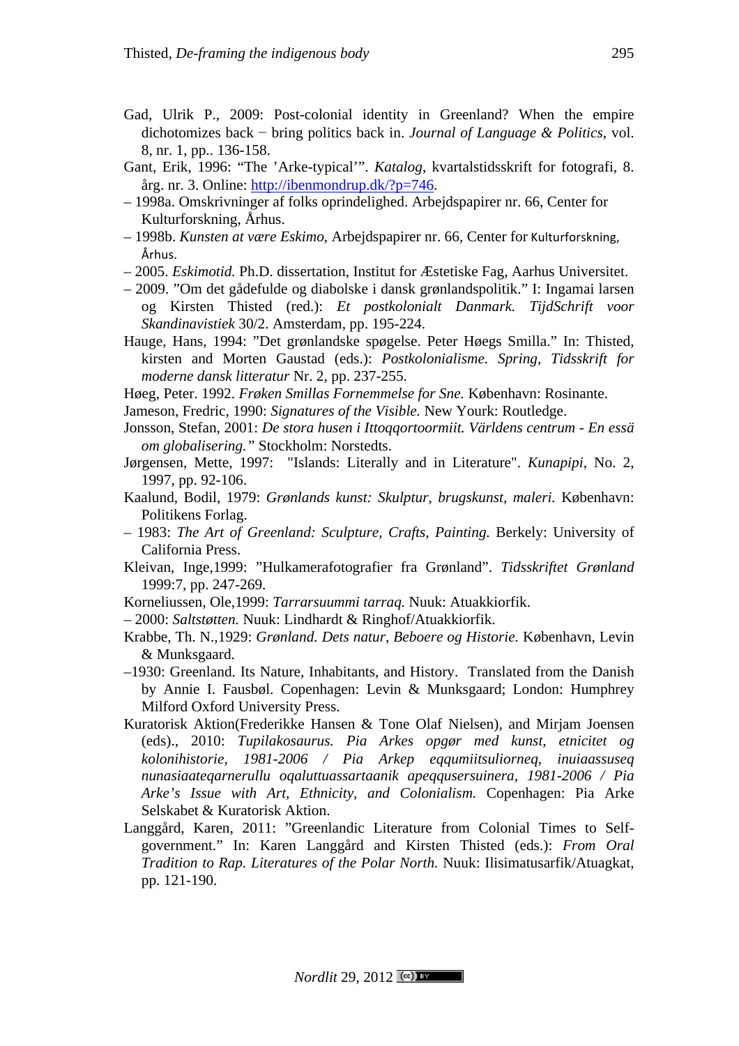Gad, Ulrik P., 2009: Post-colonial identity in Greenland? When the empire dichotomizes back – bring politics back in. *Journal of Language & Politics*, vol. 8, nr. 1, pp.. 136-158.

Gant, Erik, 1996: "The 'Arke-typical'". *Katalog*, kvartalstidsskrift for fotografi, 8. årg. nr. 3. Online: [http://ibenmondrup.dk/?p=746](http://ibenmondrup.dk/?p=746).

– 1998a. Omskrivninger af folks oprindelighed. Arbejdspapirer nr. 66, Center for Kulturforskning, Århus.

– 1998b. *Kunsten at være Eskimo*, Arbejdspapirer nr. 66, Center for Kulturforskning, Århus.

– 2005. *Eskimotid*. Ph.D. dissertation, Institut for Æstetiske Fag, Aarhus Universitet.

– 2009. "Om det gådefulde og diabolske i dansk grønlandspolitik." I: Ingamai larsen og Kirsten Thisted (red.): *Et postkolonialt Danmark. TijdSchrift voor Skandinavistiek* 30/2. Amsterdam, pp. 195-224.

Hauge, Hans, 1994: "Det grønlandske spøgelse. Peter Høegs Smilla." In: Thisted, kirsten and Morten Gaustad (eds.): *Postkolonialisme. Spring, Tidsskrift for moderne dansk litteratur* Nr. 2, pp. 237-255.

Høeg, Peter. 1992. *Frøken Smillas Fornemmelse for Sne*. København: Rosinante.

Jameson, Fredric, 1990: *Signatures of the Visible*. New Yourk: Routledge.

Jonsson, Stefan, 2001: *De stora husen i Ittoqqortoormiit. Världens centrum - En essä om globalisering."* Stockholm: Norstedts.

Jørgensen, Mette, 1997: "Islands: Literally and in Literature". *Kunapipi*, No. 2, 1997, pp. 92-106.

Kaalund, Bodil, 1979: *Grønlands kunst: Skulptur, brugskunst, maleri*. København: Politikens Forlag.

– 1983: *The Art of Greenland: Sculpture, Crafts, Painting*. Berkely: University of California Press.

Kleivan, Inge,1999: "Hulkamerafotografier fra Grønland". *Tidsskriftet Grønland* 1999:7, pp. 247-269.

Korneliussen, Ole,1999: *Tarrarsuummi tarraq*. Nuuk: Atuakkiorfik.

– 2000: *Saltstøtten*. Nuuk: Lindhardt & Ringhof/Atuakkiorfik.

Krabbe, Th. N.,1929: *Grønland. Dets natur, Beboere og Historie*. København, Levin & Munksgaard.

–1930: Greenland. Its Nature, Inhabitants, and History. Translated from the Danish by Annie I. Fausbøl. Copenhagen: Levin & Munksgaard; London: Humphrey Milford Oxford University Press.

Kuratorisk Aktion(Frederikke Hansen & Tone Olaf Nielsen), and Mirjam Joensen (eds)., 2010: *Tupilakosaurus. Pia Arkes opgør med kunst, etnicitet og kolonihistorie, 1981-2006 / Pia Arkep eqqumiitsuliorneq, inuiaassuseq nunasiaateqarnerullu oqaluttuassartaanik apeqqusersuinera, 1981-2006 / Pia Arke's Issue with Art, Ethnicity, and Colonialism*. Copenhagen: Pia Arke Selskabet & Kuratorisk Aktion.

Langgård, Karen, 2011: "Greenlandic Literature from Colonial Times to Self-government." In: Karen Langgård and Kirsten Thisted (eds.): *From Oral Tradition to Rap. Literatures of the Polar North*. Nuuk: Ilisimatusarfik/Atuagkat, pp. 121-190.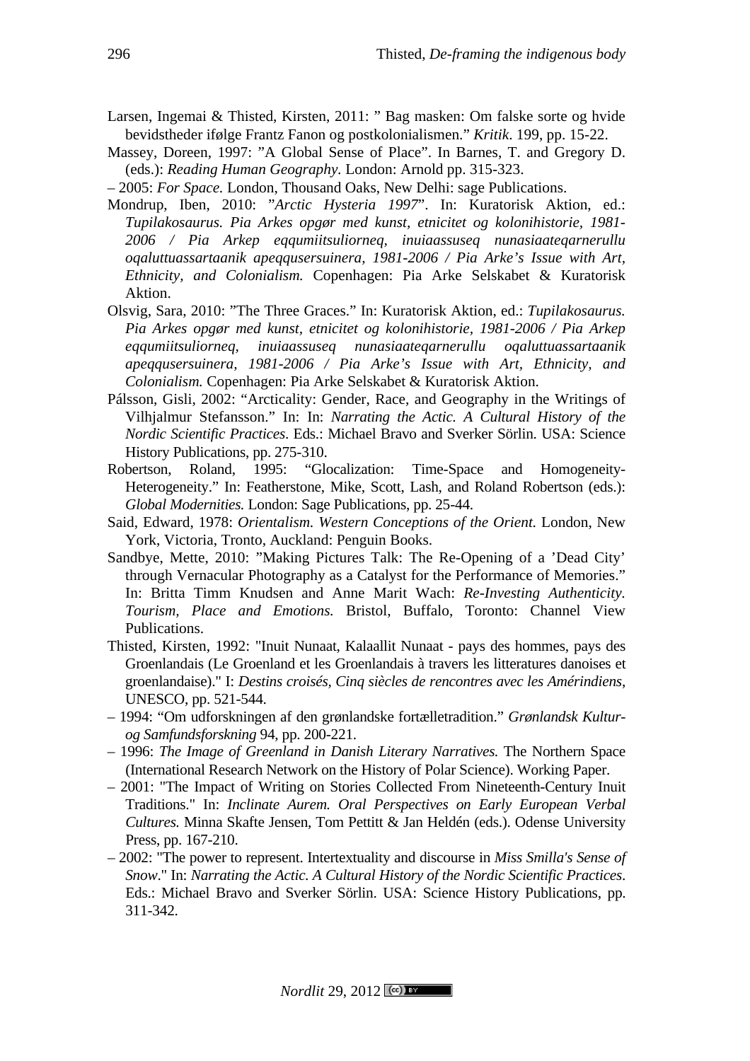Larsen, Ingemai & Thisted, Kirsten, 2011: " Bag masken: Om falske sorte og hvide bevidstheder ifølge Frantz Fanon og postkolonialismen." *Kritik*. 199, pp. 15-22.

Massey, Doreen, 1997: "A Global Sense of Place". In Barnes, T. and Gregory D. (eds.): *Reading Human Geography.* London: Arnold pp. 315-323.

– 2005: *For Space.* London, Thousand Oaks, New Delhi: sage Publications.

Mondrup, Iben, 2010: "*Arctic Hysteria 1997*". In: Kuratorisk Aktion, ed.: *Tupilakosaurus. Pia Arkes opgør med kunst, etnicitet og kolonihistorie, 1981-2006 / Pia Arkep eqqumiitsuliorneq, inuiaassuseq nunasiaateqarnerullu oqaluttuassartaanik apeqqusersuinera, 1981-2006 / Pia Arke's Issue with Art, Ethnicity, and Colonialism.* Copenhagen: Pia Arke Selskabet & Kuratorisk Aktion.

Olsvig, Sara, 2010: "The Three Graces." In: Kuratorisk Aktion, ed.: *Tupilakosaurus. Pia Arkes opgør med kunst, etnicitet og kolonihistorie, 1981-2006 / Pia Arkep eqqumiitsuliorneq, inuiaassuseq nunasiaateqarnerullu oqaluttuassartaanik apeqqusersuinera, 1981-2006 / Pia Arke's Issue with Art, Ethnicity, and Colonialism.* Copenhagen: Pia Arke Selskabet & Kuratorisk Aktion.

Pálsson, Gisli, 2002: "Arcticality: Gender, Race, and Geography in the Writings of Vilhjalmur Stefansson." In: In: *Narrating the Actic. A Cultural History of the Nordic Scientific Practices*. Eds.: Michael Bravo and Sverker Sörlin. USA: Science History Publications, pp. 275-310.

Robertson, Roland, 1995: "Glocalization: Time-Space and Homogeneity-Heterogeneity." In: Featherstone, Mike, Scott, Lash, and Roland Robertson (eds.): *Global Modernities.* London: Sage Publications, pp. 25-44.

Said, Edward, 1978: *Orientalism. Western Conceptions of the Orient.* London, New York, Victoria, Tronto, Auckland: Penguin Books.

Sandbye, Mette, 2010: "Making Pictures Talk: The Re-Opening of a 'Dead City' through Vernacular Photography as a Catalyst for the Performance of Memories." In: Britta Timm Knudsen and Anne Marit Wach: *Re-Investing Authenticity. Tourism, Place and Emotions.* Bristol, Buffalo, Toronto: Channel View Publications.

Thisted, Kirsten, 1992: "Inuit Nunaat, Kalaallit Nunaat - pays des hommes, pays des Groenlandais (Le Groenland et les Groenlandais à travers les litteratures danoises et groenlandaise)." I: *Destins croisés, Cinq siècles de rencontres avec les Amérindiens*, UNESCO, pp. 521-544.

– 1994: "Om udforskningen af den grønlandske fortælletradition." *Grønlandsk Kultur- og Samfundsforskning* 94, pp. 200-221.

– 1996: *The Image of Greenland in Danish Literary Narratives.* The Northern Space (International Research Network on the History of Polar Science). Working Paper.

– 2001: "The Impact of Writing on Stories Collected From Nineteenth-Century Inuit Traditions." In: *Inclinate Aurem. Oral Perspectives on Early European Verbal Cultures.* Minna Skafte Jensen, Tom Pettitt & Jan Heldén (eds.). Odense University Press, pp. 167-210.

– 2002: "The power to represent. Intertextuality and discourse in *Miss Smilla's Sense of Snow*." In: *Narrating the Actic. A Cultural History of the Nordic Scientific Practices*. Eds.: Michael Bravo and Sverker Sörlin. USA: Science History Publications, pp. 311-342.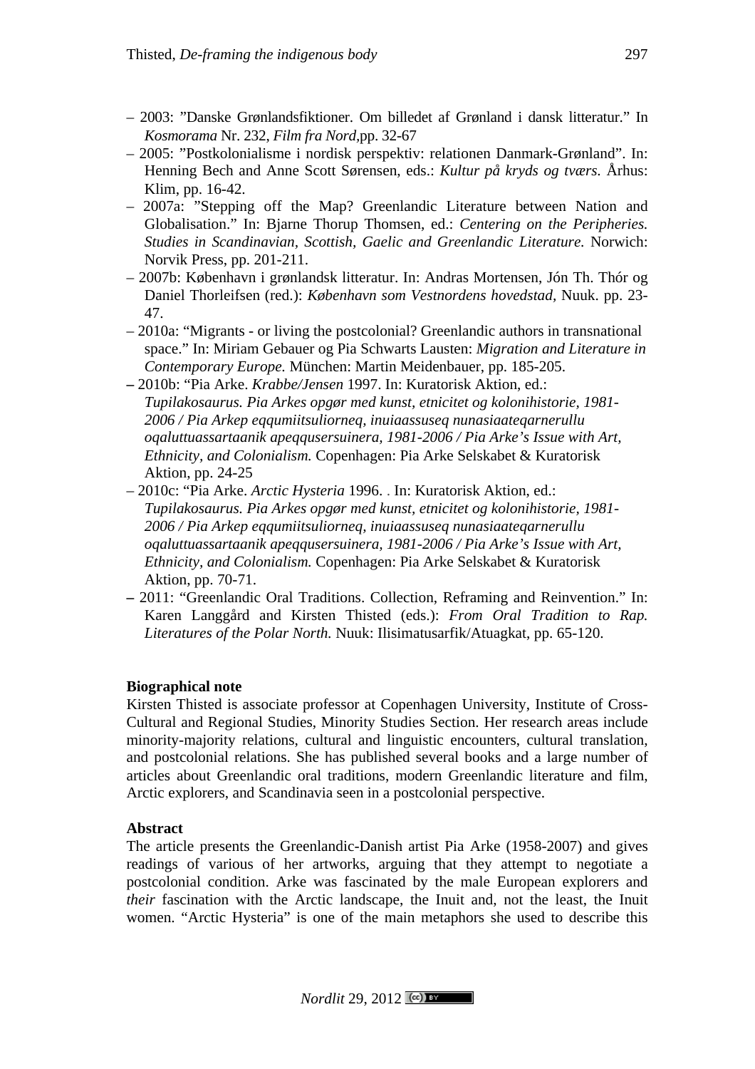– 2003: ”Danske Grønlandsfiktioner. Om billedet af Grønland i dansk litteratur.” In *Kosmorama* Nr. 232, *Film fra Nord*,pp. 32-67

– 2005: ”Postkolonialisme i nordisk perspektiv: relationen Danmark-Grønland”. In: Henning Bech and Anne Scott Sørensen, eds.: *Kultur på kryds og tværs.* Århus: Klim, pp. 16-42.

– 2007a: ”Stepping off the Map? Greenlandic Literature between Nation and Globalisation.” In: Bjarne Thorup Thomsen, ed.: *Centering on the Peripheries. Studies in Scandinavian, Scottish, Gaelic and Greenlandic Literature.* Norwich: Norvik Press, pp. 201-211.

– 2007b: København i grønlandsk litteratur. In: Andras Mortensen, Jón Th. Thór og Daniel Thorleifsen (red.): *København som Vestnordens hovedstad,* Nuuk. pp. 23-47.

– 2010a: “Migrants - or living the postcolonial? Greenlandic authors in transnational space.” In: Miriam Gebauer og Pia Schwarts Lausten: *Migration and Literature in Contemporary Europe.* München: Martin Meidenbauer, pp. 185-205.

– 2010b: “Pia Arke. *Krabbe/Jensen* 1997. In: Kuratorisk Aktion, ed.: *Tupilakosaurus. Pia Arkes opgør med kunst, etnicitet og kolonihistorie, 1981-2006 / Pia Arkep eqqumiitsuliorneq, inuiaassuseq nunasiaateqarnerullu oqaluttuassartaanik apeqqusersuinera, 1981-2006 / Pia Arke’s Issue with Art, Ethnicity, and Colonialism.* Copenhagen: Pia Arke Selskabet & Kuratorisk Aktion, pp. 24-25

– 2010c: “Pia Arke. *Arctic Hysteria* 1996. . In: Kuratorisk Aktion, ed.: *Tupilakosaurus. Pia Arkes opgør med kunst, etnicitet og kolonihistorie, 1981-2006 / Pia Arkep eqqumiitsuliorneq, inuiaassuseq nunasiaateqarnerullu oqaluttuassartaanik apeqqusersuinera, 1981-2006 / Pia Arke’s Issue with Art, Ethnicity, and Colonialism.* Copenhagen: Pia Arke Selskabet & Kuratorisk Aktion, pp. 70-71.

– 2011: “Greenlandic Oral Traditions. Collection, Reframing and Reinvention.” In: Karen Langgård and Kirsten Thisted (eds.): *From Oral Tradition to Rap. Literatures of the Polar North.* Nuuk: Ilisimatusarfik/Atuagkat, pp. 65-120.

**Biographical note**

Kirsten Thisted is associate professor at Copenhagen University, Institute of Cross-Cultural and Regional Studies, Minority Studies Section. Her research areas include minority-majority relations, cultural and linguistic encounters, cultural translation, and postcolonial relations. She has published several books and a large number of articles about Greenlandic oral traditions, modern Greenlandic literature and film, Arctic explorers, and Scandinavia seen in a postcolonial perspective.

**Abstract**

The article presents the Greenlandic-Danish artist Pia Arke (1958-2007) and gives readings of various of her artworks, arguing that they attempt to negotiate a postcolonial condition. Arke was fascinated by the male European explorers and *their* fascination with the Arctic landscape, the Inuit and, not the least, the Inuit women. “Arctic Hysteria” is one of the main metaphors she used to describe this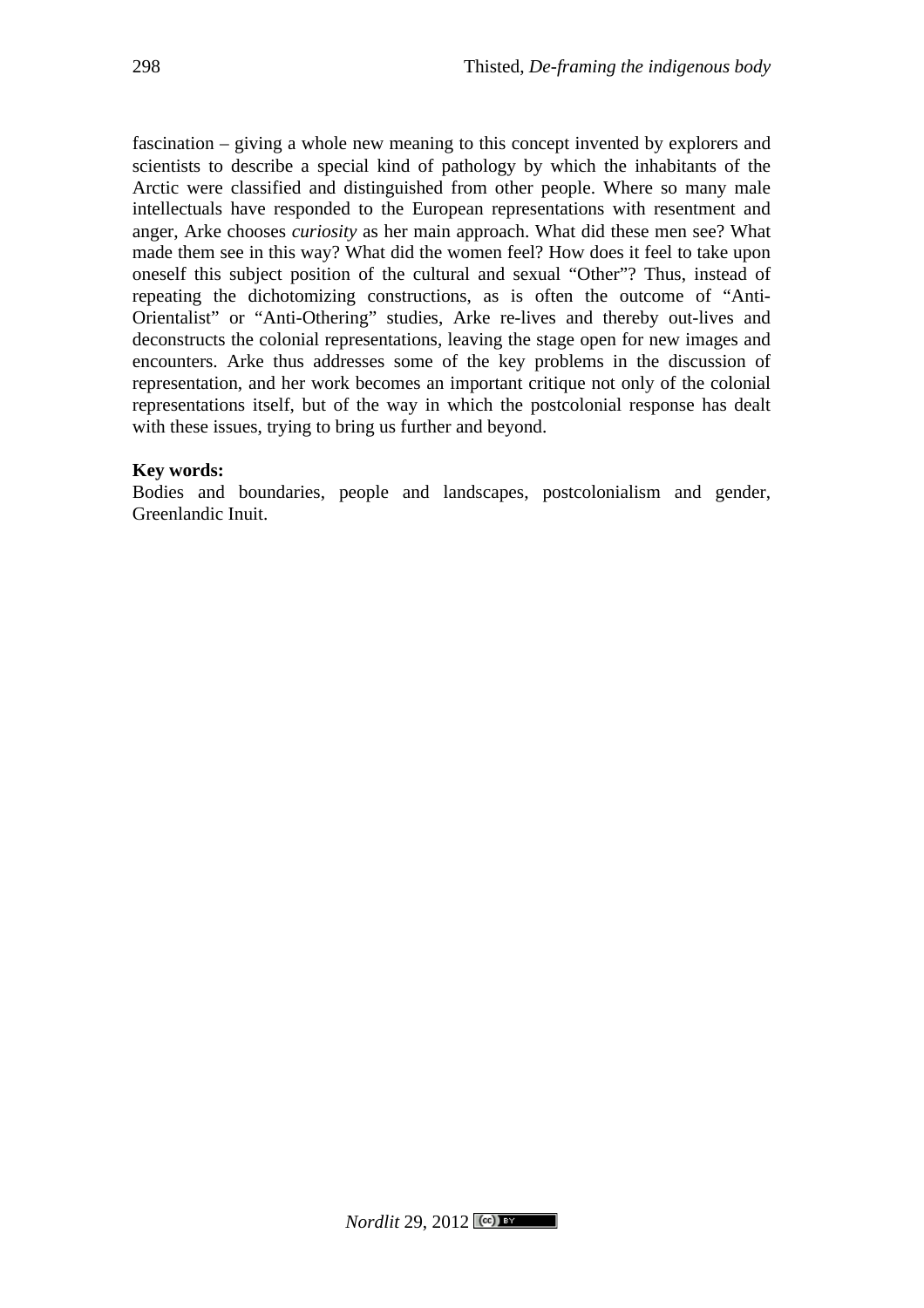fascination – giving a whole new meaning to this concept invented by explorers and scientists to describe a special kind of pathology by which the inhabitants of the Arctic were classified and distinguished from other people. Where so many male intellectuals have responded to the European representations with resentment and anger, Arke chooses *curiosity* as her main approach. What did these men see? What made them see in this way? What did the women feel? How does it feel to take upon oneself this subject position of the cultural and sexual "Other"? Thus, instead of repeating the dichotomizing constructions, as is often the outcome of "Anti-Orientalist" or "Anti-Othering" studies, Arke re-lives and thereby out-lives and deconstructs the colonial representations, leaving the stage open for new images and encounters. Arke thus addresses some of the key problems in the discussion of representation, and her work becomes an important critique not only of the colonial representations itself, but of the way in which the postcolonial response has dealt with these issues, trying to bring us further and beyond.

**Key words:**
Bodies and boundaries, people and landscapes, postcolonialism and gender, Greenlandic Inuit.